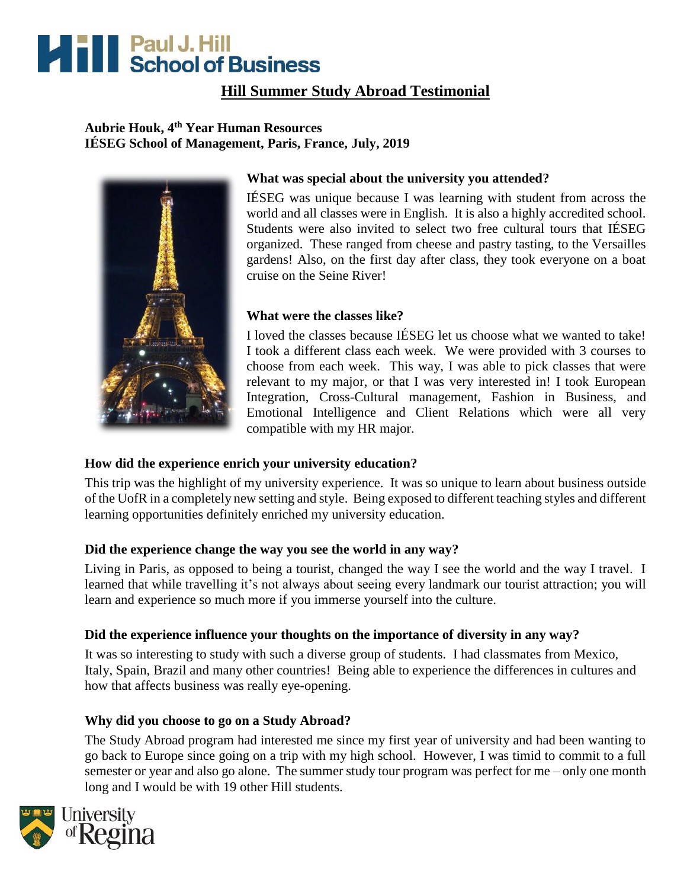Paul J. Hill School of Business

# Hill Summer Study Abroad Testimonial

**Aubrie Houk, 4th Year Human Resources**
**IÉSEG School of Management, Paris, France, July, 2019**

### What was special about the university you attended?

IÉSEG was unique because I was learning with student from across the world and all classes were in English. It is also a highly accredited school. Students were also invited to select two free cultural tours that IÉSEG organized. These ranged from cheese and pastry tasting, to the Versailles gardens! Also, on the first day after class, they took everyone on a boat cruise on the Seine River!

### What were the classes like?

I loved the classes because IÉSEG let us choose what we wanted to take! I took a different class each week. We were provided with 3 courses to choose from each week. This way, I was able to pick classes that were relevant to my major, or that I was very interested in! I took European Integration, Cross-Cultural management, Fashion in Business, and Emotional Intelligence and Client Relations which were all very compatible with my HR major.

### How did the experience enrich your university education?

This trip was the highlight of my university experience. It was so unique to learn about business outside of the UofR in a completely new setting and style. Being exposed to different teaching styles and different learning opportunities definitely enriched my university education.

### Did the experience change the way you see the world in any way?

Living in Paris, as opposed to being a tourist, changed the way I see the world and the way I travel. I learned that while travelling it's not always about seeing every landmark our tourist attraction; you will learn and experience so much more if you immerse yourself into the culture.

### Did the experience influence your thoughts on the importance of diversity in any way?

It was so interesting to study with such a diverse group of students. I had classmates from Mexico, Italy, Spain, Brazil and many other countries! Being able to experience the differences in cultures and how that affects business was really eye-opening.

### Why did you choose to go on a Study Abroad?

The Study Abroad program had interested me since my first year of university and had been wanting to go back to Europe since going on a trip with my high school. However, I was timid to commit to a full semester or year and also go alone. The summer study tour program was perfect for me – only one month long and I would be with 19 other Hill students.

University of Regina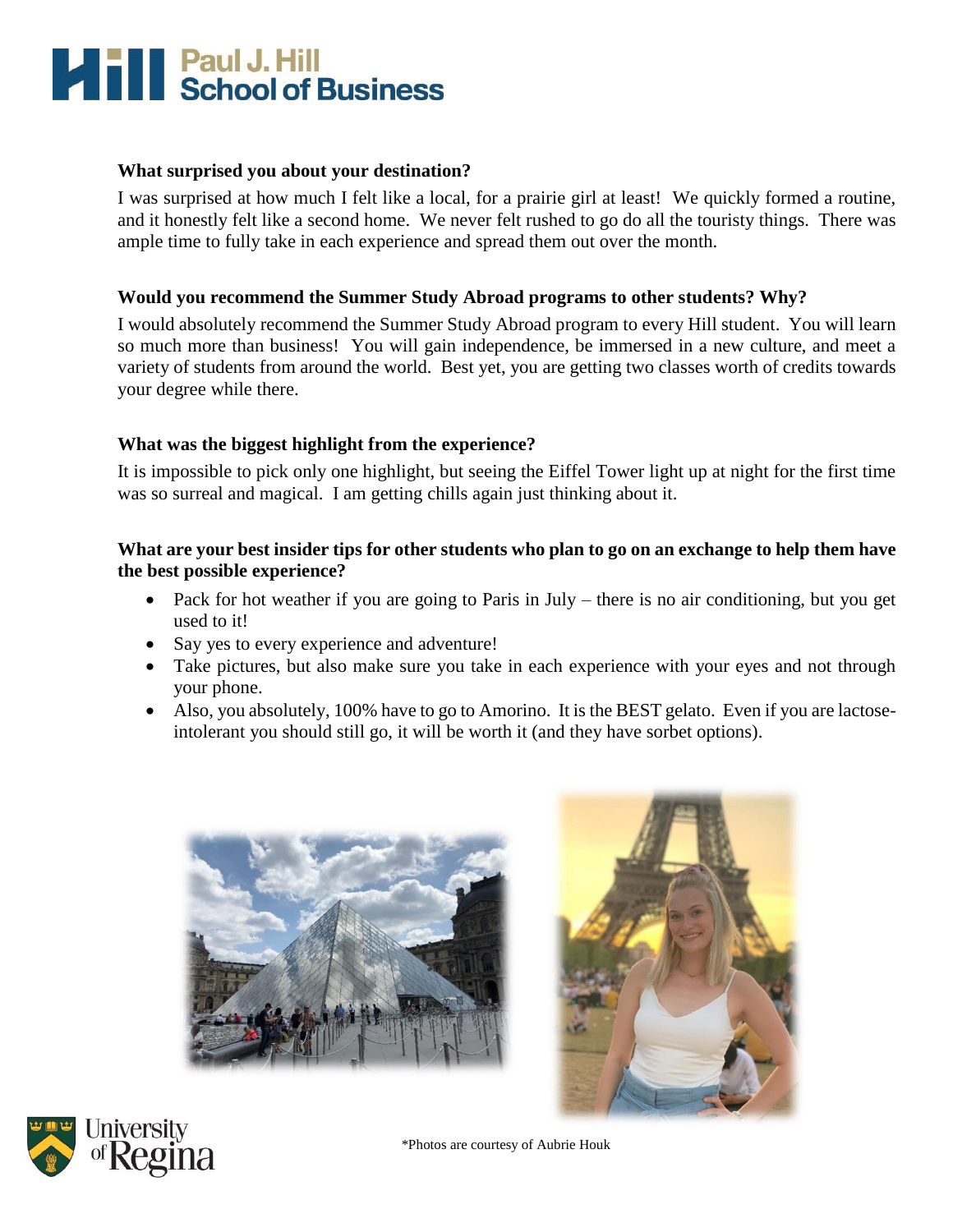**What surprised you about your destination?**

I was surprised at how much I felt like a local, for a prairie girl at least! We quickly formed a routine, and it honestly felt like a second home. We never felt rushed to go do all the touristy things. There was ample time to fully take in each experience and spread them out over the month.

**Would you recommend the Summer Study Abroad programs to other students? Why?**

I would absolutely recommend the Summer Study Abroad program to every Hill student. You will learn so much more than business! You will gain independence, be immersed in a new culture, and meet a variety of students from around the world. Best yet, you are getting two classes worth of credits towards your degree while there.

**What was the biggest highlight from the experience?**

It is impossible to pick only one highlight, but seeing the Eiffel Tower light up at night for the first time was so surreal and magical. I am getting chills again just thinking about it.

**What are your best insider tips for other students who plan to go on an exchange to help them have the best possible experience?**

- Pack for hot weather if you are going to Paris in July – there is no air conditioning, but you get used to it!
- Say yes to every experience and adventure!
- Take pictures, but also make sure you take in each experience with your eyes and not through your phone.
- Also, you absolutely, 100% have to go to Amorino. It is the BEST gelato. Even if you are lactose-intolerant you should still go, it will be worth it (and they have sorbet options).

*Photos are courtesy of Aubrie Houk